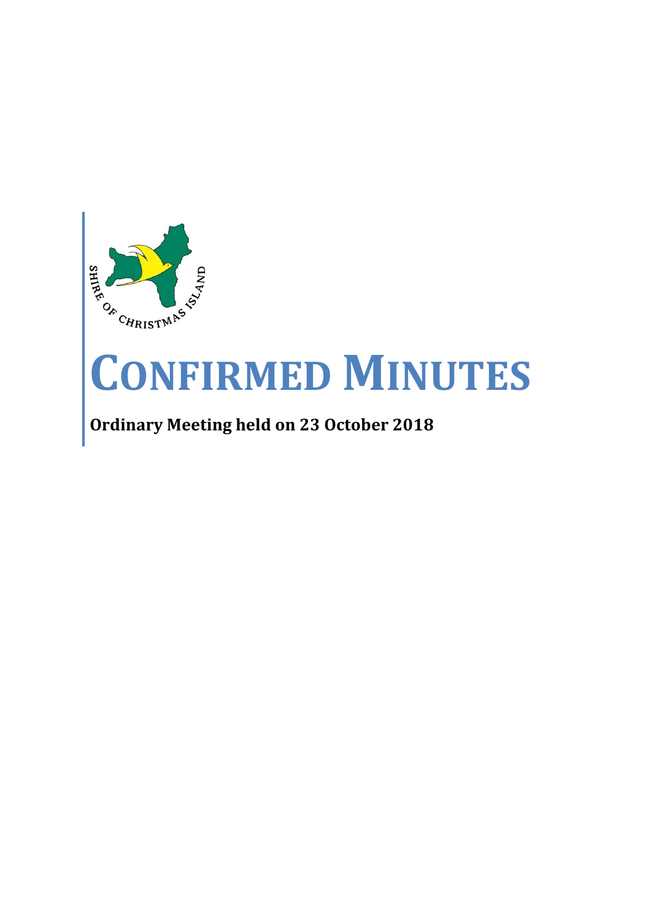SHIRE OF CHRISTMAS ISLAND

# CONFIRMED MINUTES

**Ordinary Meeting held on 23 October 2018**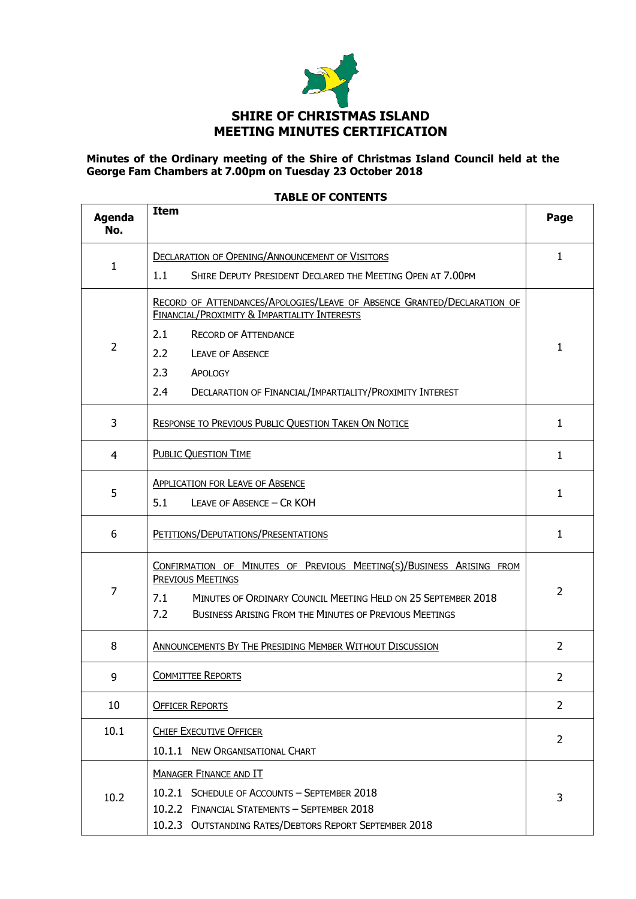# SHIRE OF CHRISTMAS ISLAND
## MEETING MINUTES CERTIFICATION

**Minutes of the Ordinary meeting of the Shire of Christmas Island Council held at the George Fam Chambers at 7.00pm on Tuesday 23 October 2018**

**TABLE OF CONTENTS**

| Agenda No. | Item | Page |
|---|---|---|
| 1 | DECLARATION OF OPENING/ANNOUNCEMENT OF VISITORS<br>1.1 SHIRE DEPUTY PRESIDENT DECLARED THE MEETING OPEN AT 7.00PM | 1 |
| 2 | RECORD OF ATTENDANCES/APOLOGIES/LEAVE OF ABSENCE GRANTED/DECLARATION OF FINANCIAL/PROXIMITY & IMPARTIALITY INTERESTS<br>2.1 RECORD OF ATTENDANCE<br>2.2 LEAVE OF ABSENCE<br>2.3 APOLOGY<br>2.4 DECLARATION OF FINANCIAL/IMPARTIALITY/PROXIMITY INTEREST | 1 |
| 3 | RESPONSE TO PREVIOUS PUBLIC QUESTION TAKEN ON NOTICE | 1 |
| 4 | PUBLIC QUESTION TIME | 1 |
| 5 | APPLICATION FOR LEAVE OF ABSENCE<br>5.1 LEAVE OF ABSENCE – CR KOH | 1 |
| 6 | PETITIONS/DEPUTATIONS/PRESENTATIONS | 1 |
| 7 | CONFIRMATION OF MINUTES OF PREVIOUS MEETING(S)/BUSINESS ARISING FROM PREVIOUS MEETINGS<br>7.1 MINUTES OF ORDINARY COUNCIL MEETING HELD ON 25 SEPTEMBER 2018<br>7.2 BUSINESS ARISING FROM THE MINUTES OF PREVIOUS MEETINGS | 2 |
| 8 | ANNOUNCEMENTS BY THE PRESIDING MEMBER WITHOUT DISCUSSION | 2 |
| 9 | COMMITTEE REPORTS | 2 |
| 10 | OFFICER REPORTS | 2 |
| 10.1 | CHIEF EXECUTIVE OFFICER<br>10.1.1 NEW ORGANISATIONAL CHART | 2 |
| 10.2 | MANAGER FINANCE AND IT<br>10.2.1 SCHEDULE OF ACCOUNTS – SEPTEMBER 2018<br>10.2.2 FINANCIAL STATEMENTS – SEPTEMBER 2018<br>10.2.3 OUTSTANDING RATES/DEBTORS REPORT SEPTEMBER 2018 | 3 |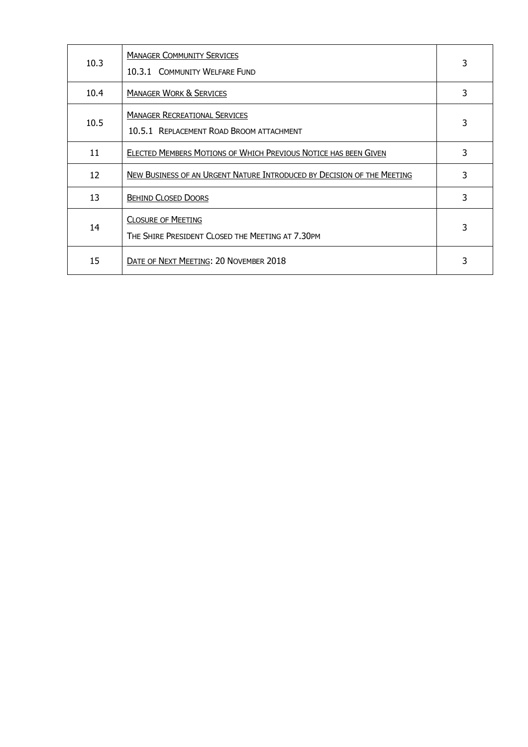| | | |
|---|---|---|
| 10.3 | MANAGER COMMUNITY SERVICES<br>10.3.1 COMMUNITY WELFARE FUND | 3 |
| 10.4 | MANAGER WORK & SERVICES | 3 |
| 10.5 | MANAGER RECREATIONAL SERVICES<br>10.5.1 REPLACEMENT ROAD BROOM ATTACHMENT | 3 |
| 11 | ELECTED MEMBERS MOTIONS OF WHICH PREVIOUS NOTICE HAS BEEN GIVEN | 3 |
| 12 | NEW BUSINESS OF AN URGENT NATURE INTRODUCED BY DECISION OF THE MEETING | 3 |
| 13 | BEHIND CLOSED DOORS | 3 |
| 14 | CLOSURE OF MEETING<br>THE SHIRE PRESIDENT CLOSED THE MEETING AT 7.30PM | 3 |
| 15 | DATE OF NEXT MEETING: 20 NOVEMBER 2018 | 3 |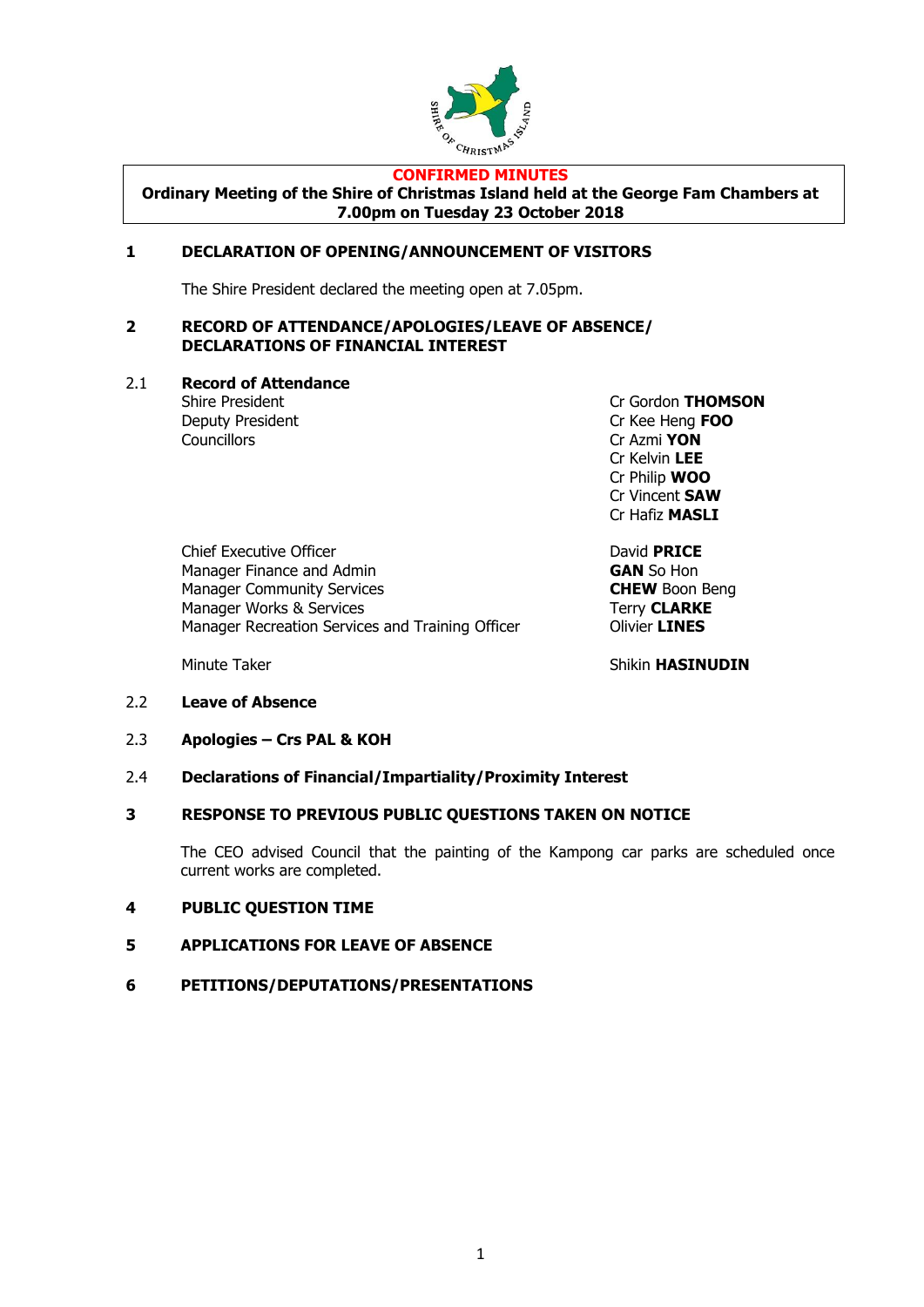**CONFIRMED MINUTES**

**Ordinary Meeting of the Shire of Christmas Island held at the George Fam Chambers at 7.00pm on Tuesday 23 October 2018**

## 1 DECLARATION OF OPENING/ANNOUNCEMENT OF VISITORS

The Shire President declared the meeting open at 7.05pm.

## 2 RECORD OF ATTENDANCE/APOLOGIES/LEAVE OF ABSENCE/ DECLARATIONS OF FINANCIAL INTEREST

### 2.1 Record of Attendance

| | |
|---|---|
| Shire President | Cr Gordon **THOMSON** |
| Deputy President | Cr Kee Heng **FOO** |
| Councillors | Cr Azmi **YON** |
| | Cr Kelvin **LEE** |
| | Cr Philip **WOO** |
| | Cr Vincent **SAW** |
| | Cr Hafiz **MASLI** |
| Chief Executive Officer | David **PRICE** |
| Manager Finance and Admin | **GAN** So Hon |
| Manager Community Services | **CHEW** Boon Beng |
| Manager Works & Services | Terry **CLARKE** |
| Manager Recreation Services and Training Officer | Olivier **LINES** |
| Minute Taker | Shikin **HASINUDIN** |

### 2.2 Leave of Absence

### 2.3 Apologies – Crs PAL & KOH

### 2.4 Declarations of Financial/Impartiality/Proximity Interest

## 3 RESPONSE TO PREVIOUS PUBLIC QUESTIONS TAKEN ON NOTICE

The CEO advised Council that the painting of the Kampong car parks are scheduled once current works are completed.

## 4 PUBLIC QUESTION TIME

## 5 APPLICATIONS FOR LEAVE OF ABSENCE

## 6 PETITIONS/DEPUTATIONS/PRESENTATIONS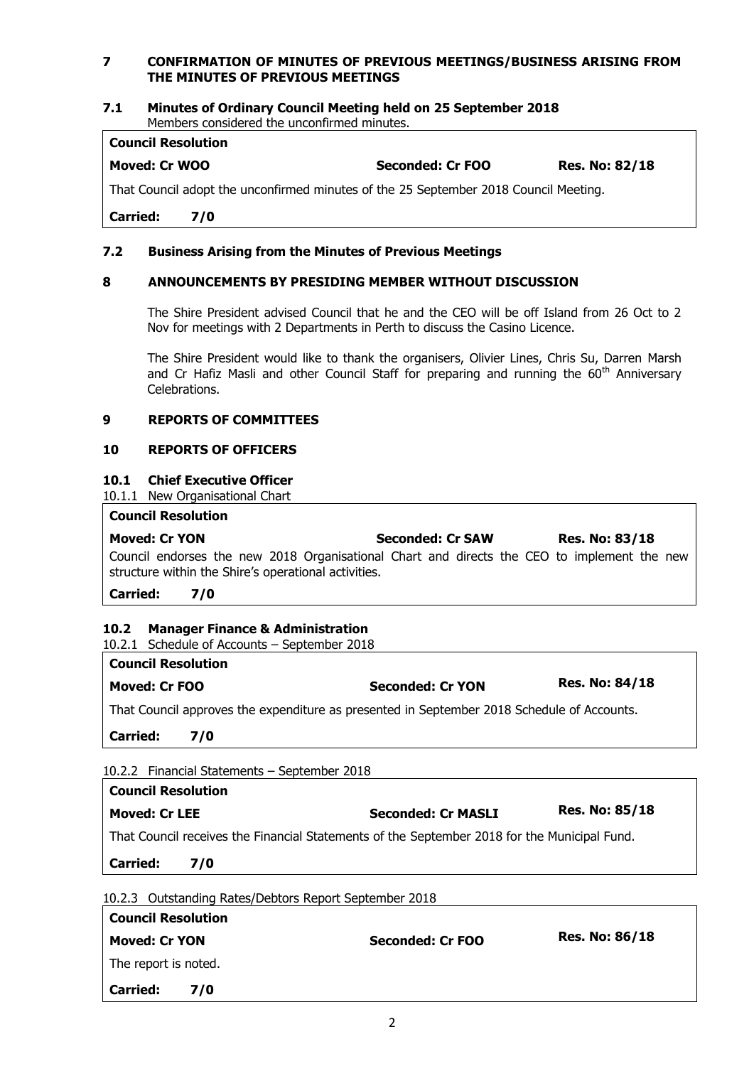## 7 CONFIRMATION OF MINUTES OF PREVIOUS MEETINGS/BUSINESS ARISING FROM THE MINUTES OF PREVIOUS MEETINGS

### 7.1 Minutes of Ordinary Council Meeting held on 25 September 2018

Members considered the unconfirmed minutes.

| **Council Resolution** | | |
|---|---|---|
| **Moved: Cr WOO** | **Seconded: Cr FOO** | **Res. No: 82/18** |
| That Council adopt the unconfirmed minutes of the 25 September 2018 Council Meeting. | | |
| **Carried: 7/0** | | |

### 7.2 Business Arising from the Minutes of Previous Meetings

## 8 ANNOUNCEMENTS BY PRESIDING MEMBER WITHOUT DISCUSSION

The Shire President advised Council that he and the CEO will be off Island from 26 Oct to 2 Nov for meetings with 2 Departments in Perth to discuss the Casino Licence.

The Shire President would like to thank the organisers, Olivier Lines, Chris Su, Darren Marsh and Cr Hafiz Masli and other Council Staff for preparing and running the 60th Anniversary Celebrations.

## 9 REPORTS OF COMMITTEES

## 10 REPORTS OF OFFICERS

### 10.1 Chief Executive Officer

10.1.1 New Organisational Chart

| **Council Resolution** | | |
|---|---|---|
| **Moved: Cr YON** | **Seconded: Cr SAW** | **Res. No: 83/18** |
| Council endorses the new 2018 Organisational Chart and directs the CEO to implement the new structure within the Shire's operational activities. | | |
| **Carried: 7/0** | | |

### 10.2 Manager Finance & Administration

10.2.1 Schedule of Accounts – September 2018

| **Council Resolution** | | |
|---|---|---|
| **Moved: Cr FOO** | **Seconded: Cr YON** | **Res. No: 84/18** |
| That Council approves the expenditure as presented in September 2018 Schedule of Accounts. | | |
| **Carried: 7/0** | | |

10.2.2 Financial Statements – September 2018

| **Council Resolution** | | |
|---|---|---|
| **Moved: Cr LEE** | **Seconded: Cr MASLI** | **Res. No: 85/18** |
| That Council receives the Financial Statements of the September 2018 for the Municipal Fund. | | |
| **Carried: 7/0** | | |

10.2.3 Outstanding Rates/Debtors Report September 2018

| **Council Resolution** | | |
|---|---|---|
| **Moved: Cr YON** | **Seconded: Cr FOO** | **Res. No: 86/18** |
| The report is noted. | | |
| **Carried: 7/0** | | |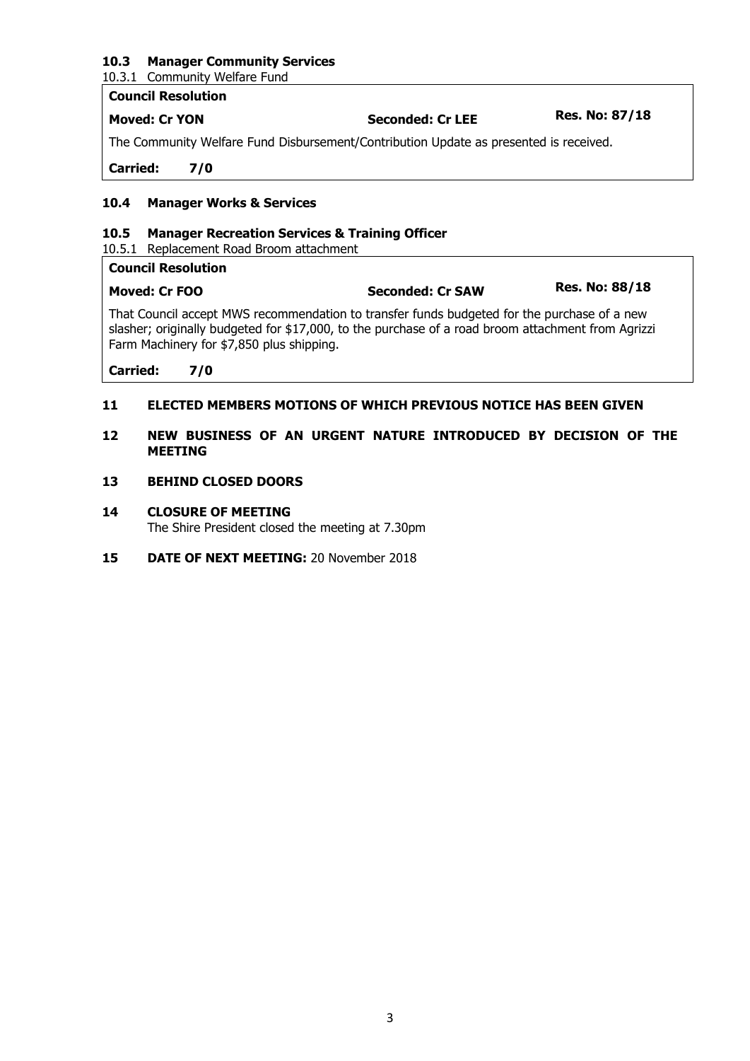### 10.3 Manager Community Services

10.3.1 Community Welfare Fund

**Council Resolution**

**Moved: Cr YON** **Seconded: Cr LEE** **Res. No: 87/18**

The Community Welfare Fund Disbursement/Contribution Update as presented is received.

**Carried: 7/0**

### 10.4 Manager Works & Services

### 10.5 Manager Recreation Services & Training Officer

10.5.1 Replacement Road Broom attachment

**Council Resolution**

**Moved: Cr FOO** **Seconded: Cr SAW** **Res. No: 88/18**

That Council accept MWS recommendation to transfer funds budgeted for the purchase of a new slasher; originally budgeted for $17,000, to the purchase of a road broom attachment from Agrizzi Farm Machinery for $7,850 plus shipping.

**Carried: 7/0**

## 11 ELECTED MEMBERS MOTIONS OF WHICH PREVIOUS NOTICE HAS BEEN GIVEN

## 12 NEW BUSINESS OF AN URGENT NATURE INTRODUCED BY DECISION OF THE MEETING

## 13 BEHIND CLOSED DOORS

## 14 CLOSURE OF MEETING

The Shire President closed the meeting at 7.30pm

## 15 DATE OF NEXT MEETING: 20 November 2018